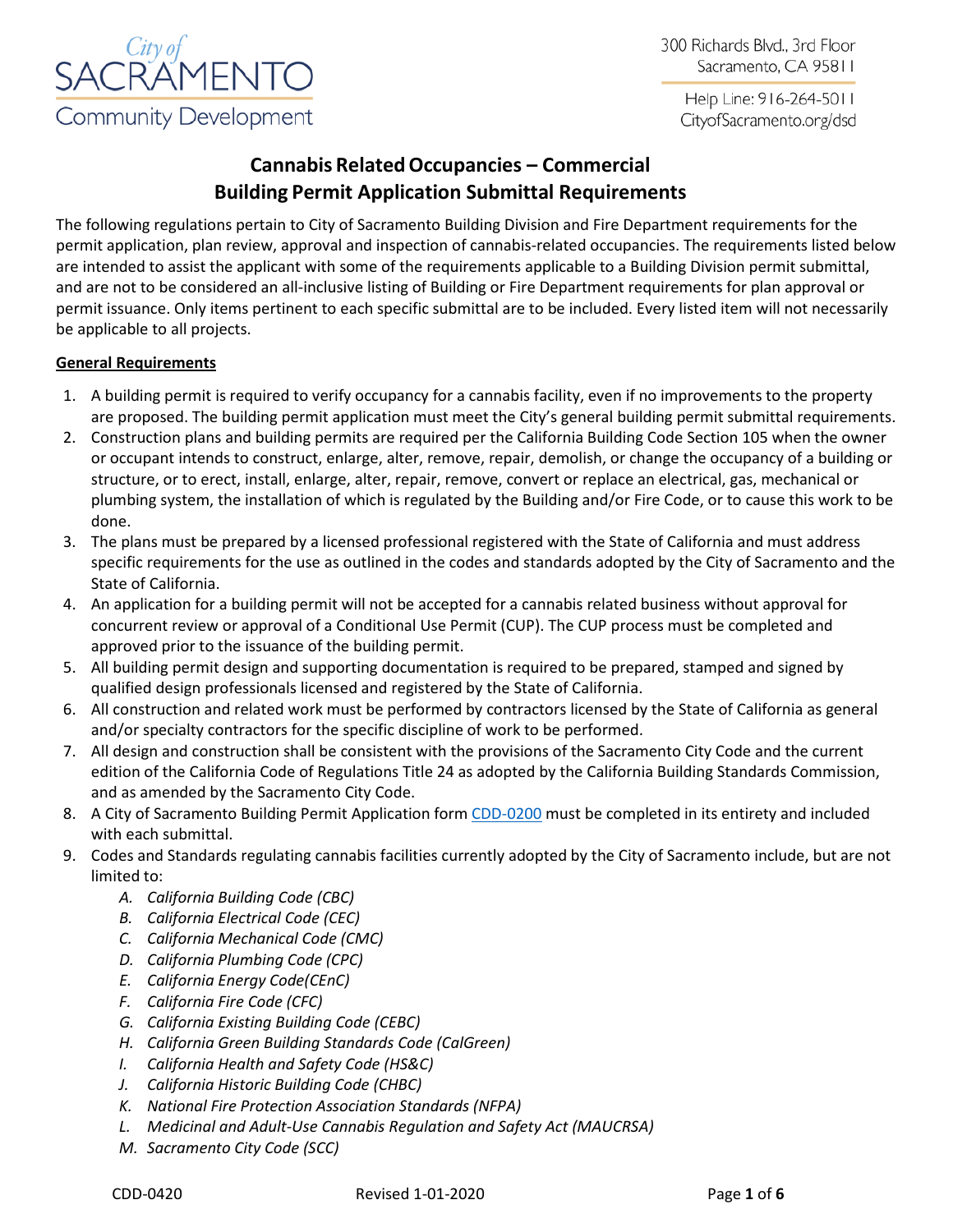City of SACRAMENTO Community Development

300 Richards Blvd., 3rd Floor
Sacramento, CA 95811

Help Line: 916-264-5011
CityofSacramento.org/dsd

# Cannabis Related Occupancies – Commercial Building Permit Application Submittal Requirements

The following regulations pertain to City of Sacramento Building Division and Fire Department requirements for the permit application, plan review, approval and inspection of cannabis-related occupancies. The requirements listed below are intended to assist the applicant with some of the requirements applicable to a Building Division permit submittal, and are not to be considered an all-inclusive listing of Building or Fire Department requirements for plan approval or permit issuance. Only items pertinent to each specific submittal are to be included. Every listed item will not necessarily be applicable to all projects.

## General Requirements

1. A building permit is required to verify occupancy for a cannabis facility, even if no improvements to the property are proposed. The building permit application must meet the City's general building permit submittal requirements.
2. Construction plans and building permits are required per the California Building Code Section 105 when the owner or occupant intends to construct, enlarge, alter, remove, repair, demolish, or change the occupancy of a building or structure, or to erect, install, enlarge, alter, repair, remove, convert or replace an electrical, gas, mechanical or plumbing system, the installation of which is regulated by the Building and/or Fire Code, or to cause this work to be done.
3. The plans must be prepared by a licensed professional registered with the State of California and must address specific requirements for the use as outlined in the codes and standards adopted by the City of Sacramento and the State of California.
4. An application for a building permit will not be accepted for a cannabis related business without approval for concurrent review or approval of a Conditional Use Permit (CUP). The CUP process must be completed and approved prior to the issuance of the building permit.
5. All building permit design and supporting documentation is required to be prepared, stamped and signed by qualified design professionals licensed and registered by the State of California.
6. All construction and related work must be performed by contractors licensed by the State of California as general and/or specialty contractors for the specific discipline of work to be performed.
7. All design and construction shall be consistent with the provisions of the Sacramento City Code and the current edition of the California Code of Regulations Title 24 as adopted by the California Building Standards Commission, and as amended by the Sacramento City Code.
8. A City of Sacramento Building Permit Application form CDD-0200 must be completed in its entirety and included with each submittal.
9. Codes and Standards regulating cannabis facilities currently adopted by the City of Sacramento include, but are not limited to:
   - A. *California Building Code (CBC)*
   - B. *California Electrical Code (CEC)*
   - C. *California Mechanical Code (CMC)*
   - D. *California Plumbing Code (CPC)*
   - E. *California Energy Code(CEnC)*
   - F. *California Fire Code (CFC)*
   - G. *California Existing Building Code (CEBC)*
   - H. *California Green Building Standards Code (CalGreen)*
   - I. *California Health and Safety Code (HS&C)*
   - J. *California Historic Building Code (CHBC)*
   - K. *National Fire Protection Association Standards (NFPA)*
   - L. *Medicinal and Adult-Use Cannabis Regulation and Safety Act (MAUCRSA)*
   - M. *Sacramento City Code (SCC)*

CDD-0420 Revised 1-01-2020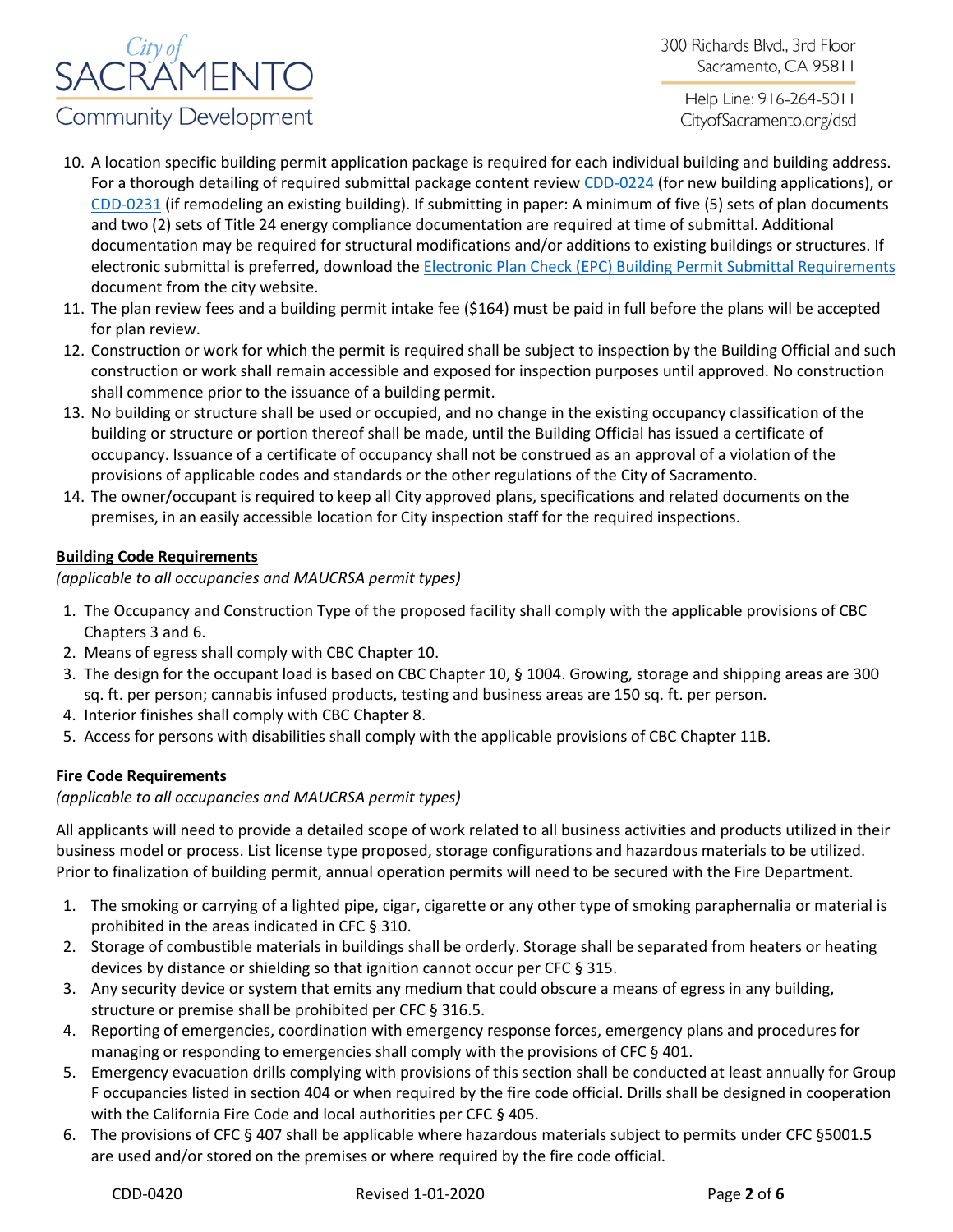10. A location specific building permit application package is required for each individual building and building address. For a thorough detailing of required submittal package content review CDD-0224 (for new building applications), or CDD-0231 (if remodeling an existing building). If submitting in paper: A minimum of five (5) sets of plan documents and two (2) sets of Title 24 energy compliance documentation are required at time of submittal. Additional documentation may be required for structural modifications and/or additions to existing buildings or structures. If electronic submittal is preferred, download the Electronic Plan Check (EPC) Building Permit Submittal Requirements document from the city website.
11. The plan review fees and a building permit intake fee ($164) must be paid in full before the plans will be accepted for plan review.
12. Construction or work for which the permit is required shall be subject to inspection by the Building Official and such construction or work shall remain accessible and exposed for inspection purposes until approved. No construction shall commence prior to the issuance of a building permit.
13. No building or structure shall be used or occupied, and no change in the existing occupancy classification of the building or structure or portion thereof shall be made, until the Building Official has issued a certificate of occupancy. Issuance of a certificate of occupancy shall not be construed as an approval of a violation of the provisions of applicable codes and standards or the other regulations of the City of Sacramento.
14. The owner/occupant is required to keep all City approved plans, specifications and related documents on the premises, in an easily accessible location for City inspection staff for the required inspections.

**Building Code Requirements**

*(applicable to all occupancies and MAUCRSA permit types)*

1. The Occupancy and Construction Type of the proposed facility shall comply with the applicable provisions of CBC Chapters 3 and 6.
2. Means of egress shall comply with CBC Chapter 10.
3. The design for the occupant load is based on CBC Chapter 10, § 1004. Growing, storage and shipping areas are 300 sq. ft. per person; cannabis infused products, testing and business areas are 150 sq. ft. per person.
4. Interior finishes shall comply with CBC Chapter 8.
5. Access for persons with disabilities shall comply with the applicable provisions of CBC Chapter 11B.

**Fire Code Requirements**

*(applicable to all occupancies and MAUCRSA permit types)*

All applicants will need to provide a detailed scope of work related to all business activities and products utilized in their business model or process. List license type proposed, storage configurations and hazardous materials to be utilized. Prior to finalization of building permit, annual operation permits will need to be secured with the Fire Department.

1. The smoking or carrying of a lighted pipe, cigar, cigarette or any other type of smoking paraphernalia or material is prohibited in the areas indicated in CFC § 310.
2. Storage of combustible materials in buildings shall be orderly. Storage shall be separated from heaters or heating devices by distance or shielding so that ignition cannot occur per CFC § 315.
3. Any security device or system that emits any medium that could obscure a means of egress in any building, structure or premise shall be prohibited per CFC § 316.5.
4. Reporting of emergencies, coordination with emergency response forces, emergency plans and procedures for managing or responding to emergencies shall comply with the provisions of CFC § 401.
5. Emergency evacuation drills complying with provisions of this section shall be conducted at least annually for Group F occupancies listed in section 404 or when required by the fire code official. Drills shall be designed in cooperation with the California Fire Code and local authorities per CFC § 405.
6. The provisions of CFC § 407 shall be applicable where hazardous materials subject to permits under CFC §5001.5 are used and/or stored on the premises or where required by the fire code official.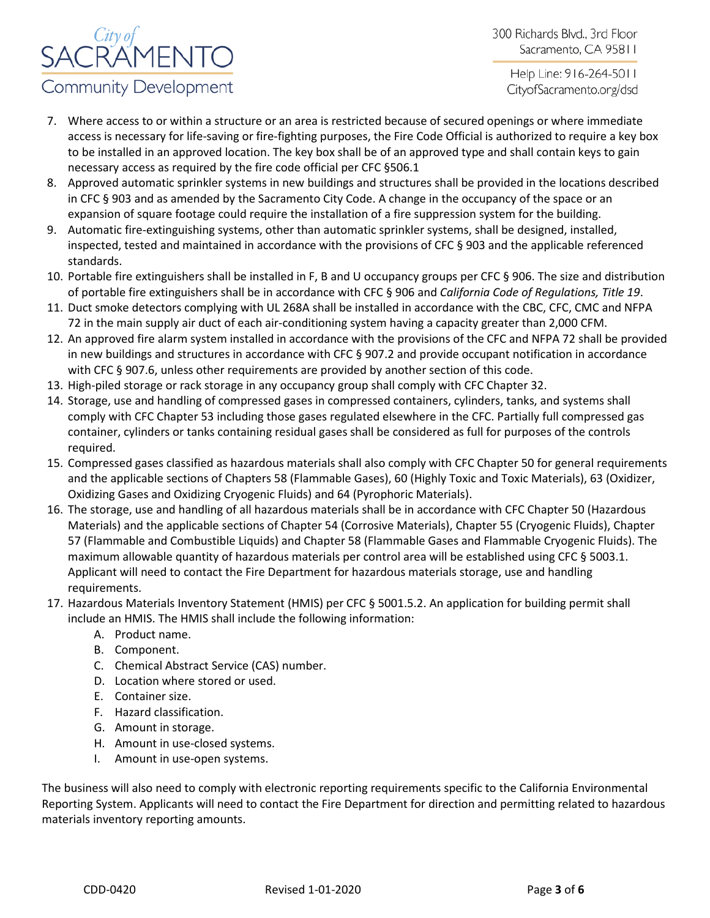7. Where access to or within a structure or an area is restricted because of secured openings or where immediate access is necessary for life-saving or fire-fighting purposes, the Fire Code Official is authorized to require a key box to be installed in an approved location. The key box shall be of an approved type and shall contain keys to gain necessary access as required by the fire code official per CFC §506.1
8. Approved automatic sprinkler systems in new buildings and structures shall be provided in the locations described in CFC § 903 and as amended by the Sacramento City Code. A change in the occupancy of the space or an expansion of square footage could require the installation of a fire suppression system for the building.
9. Automatic fire-extinguishing systems, other than automatic sprinkler systems, shall be designed, installed, inspected, tested and maintained in accordance with the provisions of CFC § 903 and the applicable referenced standards.
10. Portable fire extinguishers shall be installed in F, B and U occupancy groups per CFC § 906. The size and distribution of portable fire extinguishers shall be in accordance with CFC § 906 and *California Code of Regulations, Title 19*.
11. Duct smoke detectors complying with UL 268A shall be installed in accordance with the CBC, CFC, CMC and NFPA 72 in the main supply air duct of each air-conditioning system having a capacity greater than 2,000 CFM.
12. An approved fire alarm system installed in accordance with the provisions of the CFC and NFPA 72 shall be provided in new buildings and structures in accordance with CFC § 907.2 and provide occupant notification in accordance with CFC § 907.6, unless other requirements are provided by another section of this code.
13. High-piled storage or rack storage in any occupancy group shall comply with CFC Chapter 32.
14. Storage, use and handling of compressed gases in compressed containers, cylinders, tanks, and systems shall comply with CFC Chapter 53 including those gases regulated elsewhere in the CFC. Partially full compressed gas container, cylinders or tanks containing residual gases shall be considered as full for purposes of the controls required.
15. Compressed gases classified as hazardous materials shall also comply with CFC Chapter 50 for general requirements and the applicable sections of Chapters 58 (Flammable Gases), 60 (Highly Toxic and Toxic Materials), 63 (Oxidizer, Oxidizing Gases and Oxidizing Cryogenic Fluids) and 64 (Pyrophoric Materials).
16. The storage, use and handling of all hazardous materials shall be in accordance with CFC Chapter 50 (Hazardous Materials) and the applicable sections of Chapter 54 (Corrosive Materials), Chapter 55 (Cryogenic Fluids), Chapter 57 (Flammable and Combustible Liquids) and Chapter 58 (Flammable Gases and Flammable Cryogenic Fluids). The maximum allowable quantity of hazardous materials per control area will be established using CFC § 5003.1. Applicant will need to contact the Fire Department for hazardous materials storage, use and handling requirements.
17. Hazardous Materials Inventory Statement (HMIS) per CFC § 5001.5.2. An application for building permit shall include an HMIS. The HMIS shall include the following information:
    A. Product name.
    B. Component.
    C. Chemical Abstract Service (CAS) number.
    D. Location where stored or used.
    E. Container size.
    F. Hazard classification.
    G. Amount in storage.
    H. Amount in use-closed systems.
    I. Amount in use-open systems.

The business will also need to comply with electronic reporting requirements specific to the California Environmental Reporting System. Applicants will need to contact the Fire Department for direction and permitting related to hazardous materials inventory reporting amounts.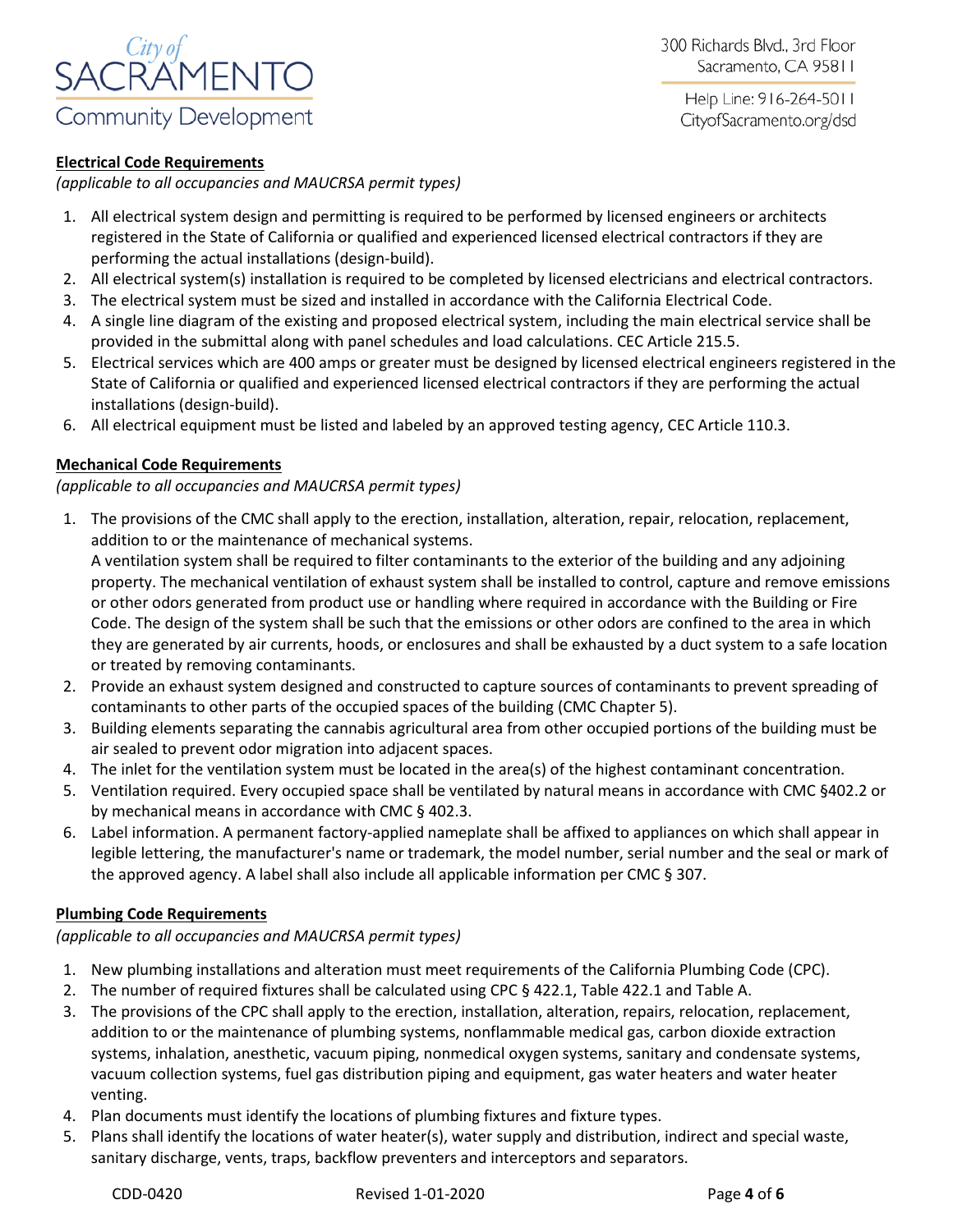**Electrical Code Requirements**

*(applicable to all occupancies and MAUCRSA permit types)*

1. All electrical system design and permitting is required to be performed by licensed engineers or architects registered in the State of California or qualified and experienced licensed electrical contractors if they are performing the actual installations (design-build).
2. All electrical system(s) installation is required to be completed by licensed electricians and electrical contractors.
3. The electrical system must be sized and installed in accordance with the California Electrical Code.
4. A single line diagram of the existing and proposed electrical system, including the main electrical service shall be provided in the submittal along with panel schedules and load calculations. CEC Article 215.5.
5. Electrical services which are 400 amps or greater must be designed by licensed electrical engineers registered in the State of California or qualified and experienced licensed electrical contractors if they are performing the actual installations (design-build).
6. All electrical equipment must be listed and labeled by an approved testing agency, CEC Article 110.3.

**Mechanical Code Requirements**

*(applicable to all occupancies and MAUCRSA permit types)*

1. The provisions of the CMC shall apply to the erection, installation, alteration, repair, relocation, replacement, addition to or the maintenance of mechanical systems.
   A ventilation system shall be required to filter contaminants to the exterior of the building and any adjoining property. The mechanical ventilation of exhaust system shall be installed to control, capture and remove emissions or other odors generated from product use or handling where required in accordance with the Building or Fire Code. The design of the system shall be such that the emissions or other odors are confined to the area in which they are generated by air currents, hoods, or enclosures and shall be exhausted by a duct system to a safe location or treated by removing contaminants.
2. Provide an exhaust system designed and constructed to capture sources of contaminants to prevent spreading of contaminants to other parts of the occupied spaces of the building (CMC Chapter 5).
3. Building elements separating the cannabis agricultural area from other occupied portions of the building must be air sealed to prevent odor migration into adjacent spaces.
4. The inlet for the ventilation system must be located in the area(s) of the highest contaminant concentration.
5. Ventilation required. Every occupied space shall be ventilated by natural means in accordance with CMC §402.2 or by mechanical means in accordance with CMC § 402.3.
6. Label information. A permanent factory-applied nameplate shall be affixed to appliances on which shall appear in legible lettering, the manufacturer's name or trademark, the model number, serial number and the seal or mark of the approved agency. A label shall also include all applicable information per CMC § 307.

**Plumbing Code Requirements**

*(applicable to all occupancies and MAUCRSA permit types)*

1. New plumbing installations and alteration must meet requirements of the California Plumbing Code (CPC).
2. The number of required fixtures shall be calculated using CPC § 422.1, Table 422.1 and Table A.
3. The provisions of the CPC shall apply to the erection, installation, alteration, repairs, relocation, replacement, addition to or the maintenance of plumbing systems, nonflammable medical gas, carbon dioxide extraction systems, inhalation, anesthetic, vacuum piping, nonmedical oxygen systems, sanitary and condensate systems, vacuum collection systems, fuel gas distribution piping and equipment, gas water heaters and water heater venting.
4. Plan documents must identify the locations of plumbing fixtures and fixture types.
5. Plans shall identify the locations of water heater(s), water supply and distribution, indirect and special waste, sanitary discharge, vents, traps, backflow preventers and interceptors and separators.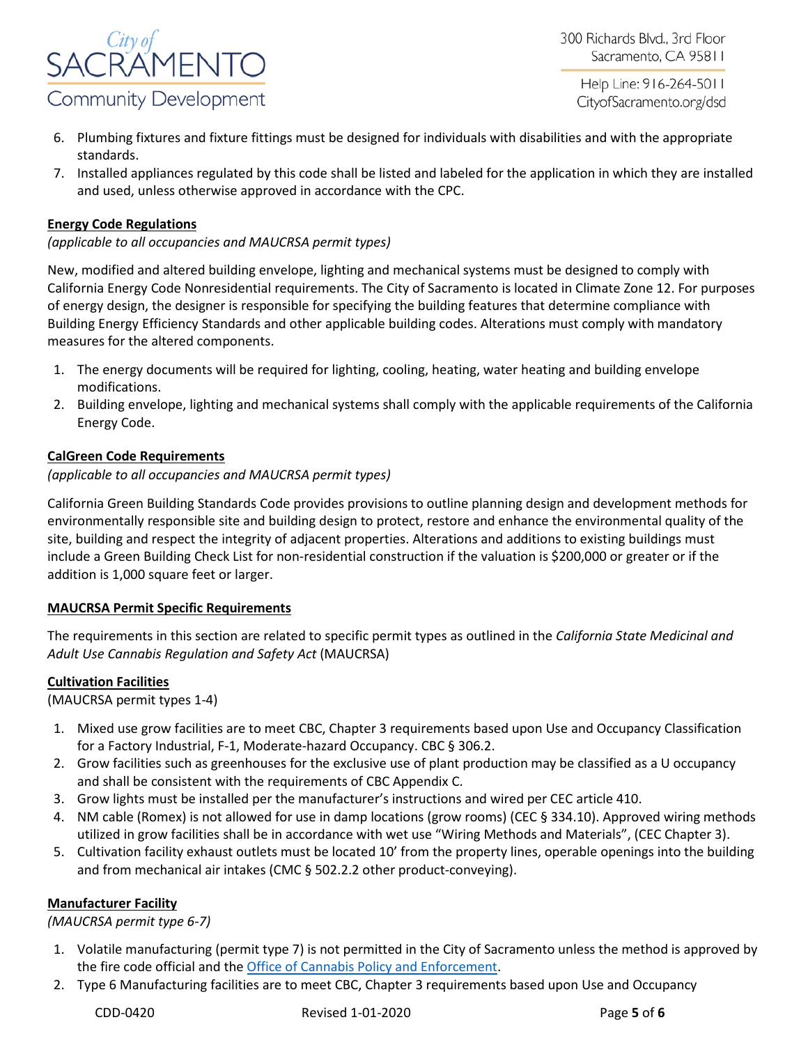6. Plumbing fixtures and fixture fittings must be designed for individuals with disabilities and with the appropriate standards.
7. Installed appliances regulated by this code shall be listed and labeled for the application in which they are installed and used, unless otherwise approved in accordance with the CPC.

**Energy Code Regulations**

*(applicable to all occupancies and MAUCRSA permit types)*

New, modified and altered building envelope, lighting and mechanical systems must be designed to comply with California Energy Code Nonresidential requirements. The City of Sacramento is located in Climate Zone 12. For purposes of energy design, the designer is responsible for specifying the building features that determine compliance with Building Energy Efficiency Standards and other applicable building codes. Alterations must comply with mandatory measures for the altered components.

1. The energy documents will be required for lighting, cooling, heating, water heating and building envelope modifications.
2. Building envelope, lighting and mechanical systems shall comply with the applicable requirements of the California Energy Code.

**CalGreen Code Requirements**

*(applicable to all occupancies and MAUCRSA permit types)*

California Green Building Standards Code provides provisions to outline planning design and development methods for environmentally responsible site and building design to protect, restore and enhance the environmental quality of the site, building and respect the integrity of adjacent properties. Alterations and additions to existing buildings must include a Green Building Check List for non-residential construction if the valuation is $200,000 or greater or if the addition is 1,000 square feet or larger.

**MAUCRSA Permit Specific Requirements**

The requirements in this section are related to specific permit types as outlined in the *California State Medicinal and Adult Use Cannabis Regulation and Safety Act* (MAUCRSA)

**Cultivation Facilities**

(MAUCRSA permit types 1-4)

1. Mixed use grow facilities are to meet CBC, Chapter 3 requirements based upon Use and Occupancy Classification for a Factory Industrial, F-1, Moderate-hazard Occupancy. CBC § 306.2.
2. Grow facilities such as greenhouses for the exclusive use of plant production may be classified as a U occupancy and shall be consistent with the requirements of CBC Appendix C.
3. Grow lights must be installed per the manufacturer's instructions and wired per CEC article 410.
4. NM cable (Romex) is not allowed for use in damp locations (grow rooms) (CEC § 334.10). Approved wiring methods utilized in grow facilities shall be in accordance with wet use "Wiring Methods and Materials", (CEC Chapter 3).
5. Cultivation facility exhaust outlets must be located 10' from the property lines, operable openings into the building and from mechanical air intakes (CMC § 502.2.2 other product-conveying).

**Manufacturer Facility**

*(MAUCRSA permit type 6-7)*

1. Volatile manufacturing (permit type 7) is not permitted in the City of Sacramento unless the method is approved by the fire code official and the Office of Cannabis Policy and Enforcement.
2. Type 6 Manufacturing facilities are to meet CBC, Chapter 3 requirements based upon Use and Occupancy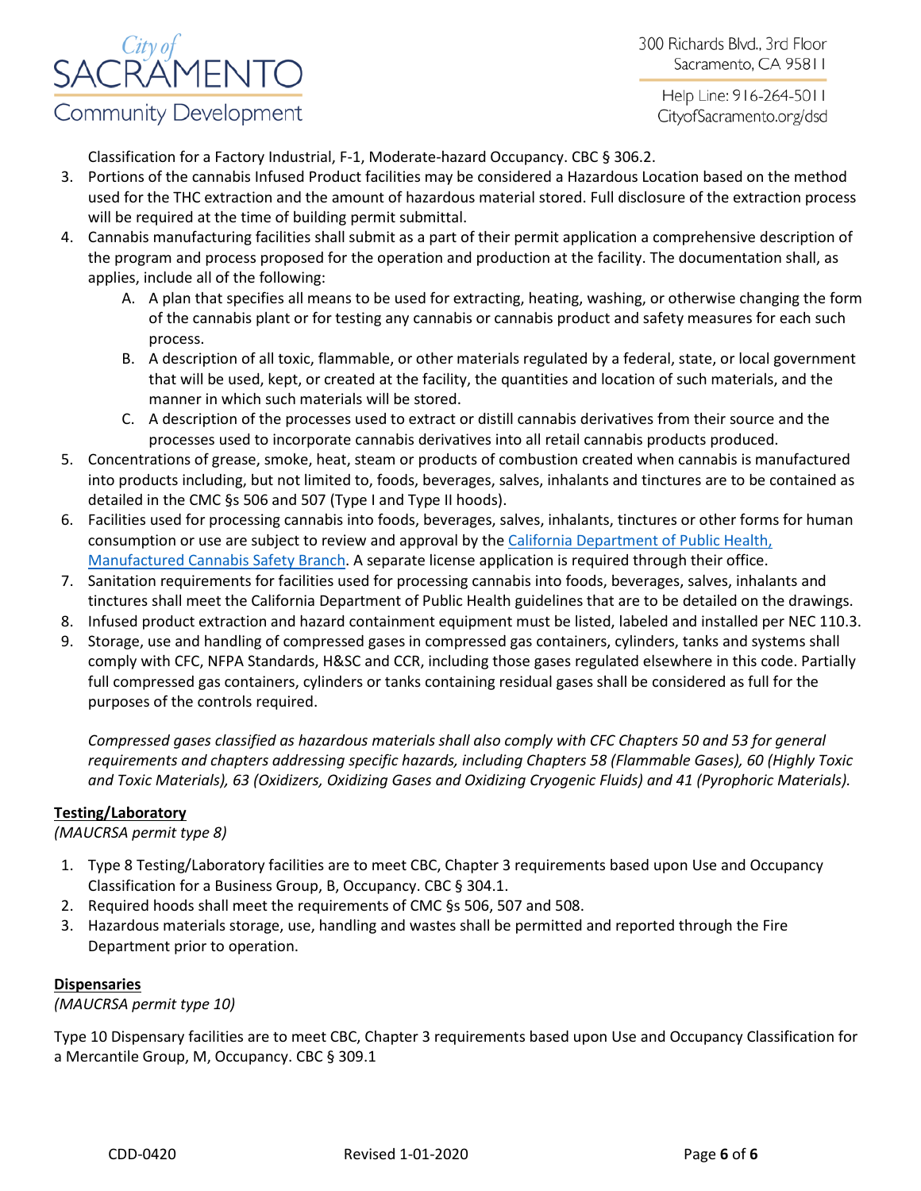Classification for a Factory Industrial, F-1, Moderate-hazard Occupancy. CBC § 306.2.

3. Portions of the cannabis Infused Product facilities may be considered a Hazardous Location based on the method used for the THC extraction and the amount of hazardous material stored. Full disclosure of the extraction process will be required at the time of building permit submittal.
4. Cannabis manufacturing facilities shall submit as a part of their permit application a comprehensive description of the program and process proposed for the operation and production at the facility. The documentation shall, as applies, include all of the following:
   A. A plan that specifies all means to be used for extracting, heating, washing, or otherwise changing the form of the cannabis plant or for testing any cannabis or cannabis product and safety measures for each such process.
   B. A description of all toxic, flammable, or other materials regulated by a federal, state, or local government that will be used, kept, or created at the facility, the quantities and location of such materials, and the manner in which such materials will be stored.
   C. A description of the processes used to extract or distill cannabis derivatives from their source and the processes used to incorporate cannabis derivatives into all retail cannabis products produced.
5. Concentrations of grease, smoke, heat, steam or products of combustion created when cannabis is manufactured into products including, but not limited to, foods, beverages, salves, inhalants and tinctures are to be contained as detailed in the CMC §s 506 and 507 (Type I and Type II hoods).
6. Facilities used for processing cannabis into foods, beverages, salves, inhalants, tinctures or other forms for human consumption or use are subject to review and approval by the California Department of Public Health, Manufactured Cannabis Safety Branch. A separate license application is required through their office.
7. Sanitation requirements for facilities used for processing cannabis into foods, beverages, salves, inhalants and tinctures shall meet the California Department of Public Health guidelines that are to be detailed on the drawings.
8. Infused product extraction and hazard containment equipment must be listed, labeled and installed per NEC 110.3.
9. Storage, use and handling of compressed gases in compressed gas containers, cylinders, tanks and systems shall comply with CFC, NFPA Standards, H&SC and CCR, including those gases regulated elsewhere in this code. Partially full compressed gas containers, cylinders or tanks containing residual gases shall be considered as full for the purposes of the controls required.

   *Compressed gases classified as hazardous materials shall also comply with CFC Chapters 50 and 53 for general requirements and chapters addressing specific hazards, including Chapters 58 (Flammable Gases), 60 (Highly Toxic and Toxic Materials), 63 (Oxidizers, Oxidizing Gases and Oxidizing Cryogenic Fluids) and 41 (Pyrophoric Materials).*

**Testing/Laboratory**

*(MAUCRSA permit type 8)*

1. Type 8 Testing/Laboratory facilities are to meet CBC, Chapter 3 requirements based upon Use and Occupancy Classification for a Business Group, B, Occupancy. CBC § 304.1.
2. Required hoods shall meet the requirements of CMC §s 506, 507 and 508.
3. Hazardous materials storage, use, handling and wastes shall be permitted and reported through the Fire Department prior to operation.

**Dispensaries**

*(MAUCRSA permit type 10)*

Type 10 Dispensary facilities are to meet CBC, Chapter 3 requirements based upon Use and Occupancy Classification for a Mercantile Group, M, Occupancy. CBC § 309.1